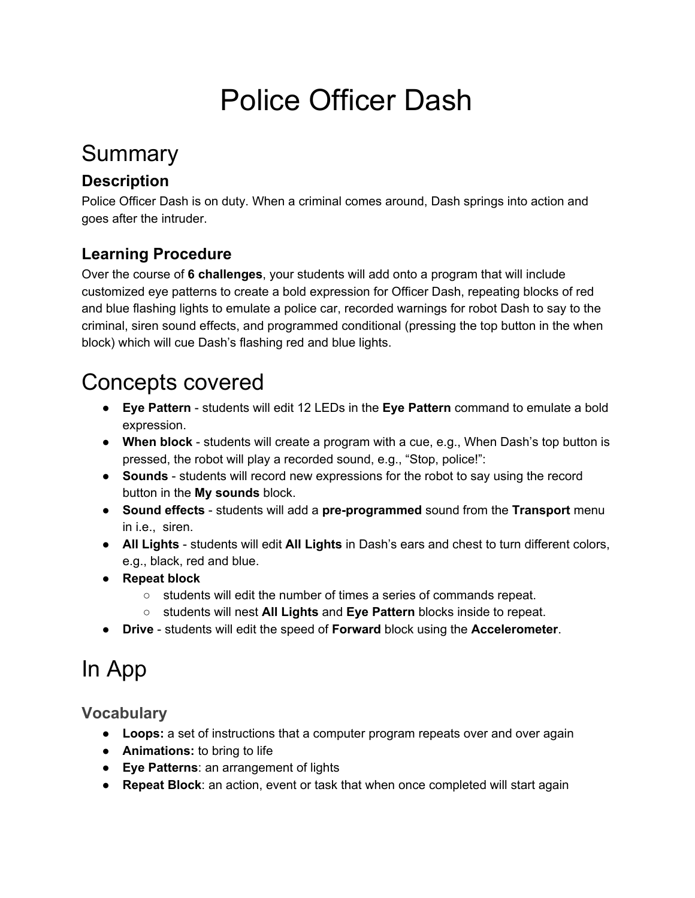# Police Officer Dash

# Summary

### Description

Police Officer Dash is on duty. When a criminal comes around, Dash springs into action and goes after the intruder.

### Learning Procedure

Over the course of **6 challenges**, your students will add onto a program that will include customized eye patterns to create a bold expression for Officer Dash, repeating blocks of red and blue flashing lights to emulate a police car, recorded warnings for robot Dash to say to the criminal, siren sound effects, and programmed conditional (pressing the top button in the when block) which will cue Dash's flashing red and blue lights.

# Concepts covered

- **Eye Pattern** - students will edit 12 LEDs in the **Eye Pattern** command to emulate a bold expression.
- **When block** - students will create a program with a cue, e.g., When Dash's top button is pressed, the robot will play a recorded sound, e.g., "Stop, police!":
- **Sounds** - students will record new expressions for the robot to say using the record button in the **My sounds** block.
- **Sound effects** - students will add a **pre-programmed** sound from the **Transport** menu in i.e., siren.
- **All Lights** - students will edit **All Lights** in Dash's ears and chest to turn different colors, e.g., black, red and blue.
- **Repeat block**
  - students will edit the number of times a series of commands repeat.
  - students will nest **All Lights** and **Eye Pattern** blocks inside to repeat.
- **Drive** - students will edit the speed of **Forward** block using the **Accelerometer**.

# In App

### Vocabulary

- **Loops:** a set of instructions that a computer program repeats over and over again
- **Animations:** to bring to life
- **Eye Patterns**: an arrangement of lights
- **Repeat Block**: an action, event or task that when once completed will start again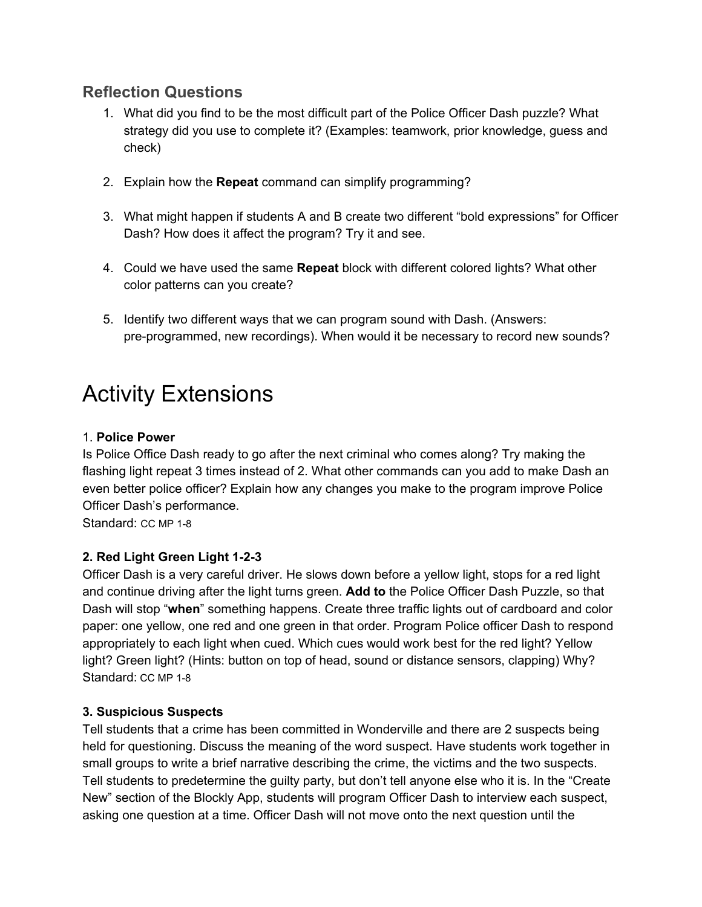## Reflection Questions

1. What did you find to be the most difficult part of the Police Officer Dash puzzle? What strategy did you use to complete it? (Examples: teamwork, prior knowledge, guess and check)

2. Explain how the **Repeat** command can simplify programming?

3. What might happen if students A and B create two different "bold expressions" for Officer Dash? How does it affect the program? Try it and see.

4. Could we have used the same **Repeat** block with different colored lights? What other color patterns can you create?

5. Identify two different ways that we can program sound with Dash. (Answers: pre-programmed, new recordings). When would it be necessary to record new sounds?

# Activity Extensions

1. **Police Power**

Is Police Office Dash ready to go after the next criminal who comes along? Try making the flashing light repeat 3 times instead of 2. What other commands can you add to make Dash an even better police officer? Explain how any changes you make to the program improve Police Officer Dash's performance.
Standard: CC MP 1-8

**2. Red Light Green Light 1-2-3**

Officer Dash is a very careful driver. He slows down before a yellow light, stops for a red light and continue driving after the light turns green. **Add to** the Police Officer Dash Puzzle, so that Dash will stop "**when**" something happens. Create three traffic lights out of cardboard and color paper: one yellow, one red and one green in that order. Program Police officer Dash to respond appropriately to each light when cued. Which cues would work best for the red light? Yellow light? Green light? (Hints: button on top of head, sound or distance sensors, clapping) Why?
Standard: CC MP 1-8

**3. Suspicious Suspects**

Tell students that a crime has been committed in Wonderville and there are 2 suspects being held for questioning. Discuss the meaning of the word suspect. Have students work together in small groups to write a brief narrative describing the crime, the victims and the two suspects. Tell students to predetermine the guilty party, but don't tell anyone else who it is. In the "Create New" section of the Blockly App, students will program Officer Dash to interview each suspect, asking one question at a time. Officer Dash will not move onto the next question until the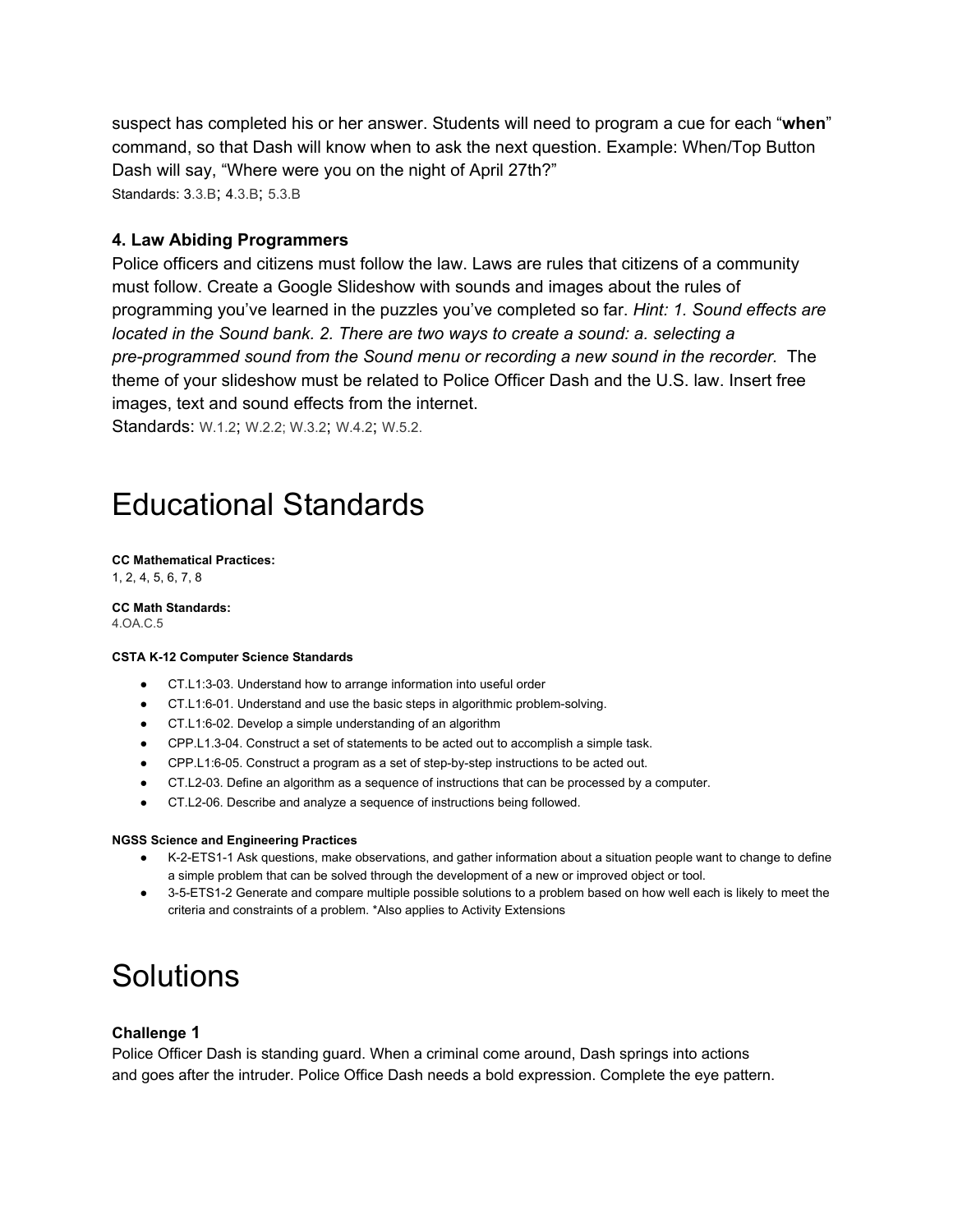suspect has completed his or her answer. Students will need to program a cue for each "**when**" command, so that Dash will know when to ask the next question. Example: When/Top Button Dash will say, "Where were you on the night of April 27th?"
Standards: 3.3.B; 4.3.B; 5.3.B

### 4. Law Abiding Programmers

Police officers and citizens must follow the law. Laws are rules that citizens of a community must follow. Create a Google Slideshow with sounds and images about the rules of programming you've learned in the puzzles you've completed so far. *Hint: 1. Sound effects are located in the Sound bank. 2. There are two ways to create a sound: a. selecting a pre-programmed sound from the Sound menu or recording a new sound in the recorder.* The theme of your slideshow must be related to Police Officer Dash and the U.S. law. Insert free images, text and sound effects from the internet.
Standards: W.1.2; W.2.2; W.3.2; W.4.2; W.5.2.

# Educational Standards

**CC Mathematical Practices:**
1, 2, 4, 5, 6, 7, 8

**CC Math Standards:**
4.OA.C.5

**CSTA K-12 Computer Science Standards**

- CT.L1:3-03. Understand how to arrange information into useful order
- CT.L1:6-01. Understand and use the basic steps in algorithmic problem-solving.
- CT.L1:6-02. Develop a simple understanding of an algorithm
- CPP.L1.3-04. Construct a set of statements to be acted out to accomplish a simple task.
- CPP.L1:6-05. Construct a program as a set of step-by-step instructions to be acted out.
- CT.L2-03. Define an algorithm as a sequence of instructions that can be processed by a computer.
- CT.L2-06. Describe and analyze a sequence of instructions being followed.

**NGSS Science and Engineering Practices**

- K-2-ETS1-1 Ask questions, make observations, and gather information about a situation people want to change to define a simple problem that can be solved through the development of a new or improved object or tool.
- 3-5-ETS1-2 Generate and compare multiple possible solutions to a problem based on how well each is likely to meet the criteria and constraints of a problem. *Also applies to Activity Extensions

# Solutions

### Challenge 1

Police Officer Dash is standing guard. When a criminal come around, Dash springs into actions and goes after the intruder. Police Office Dash needs a bold expression. Complete the eye pattern.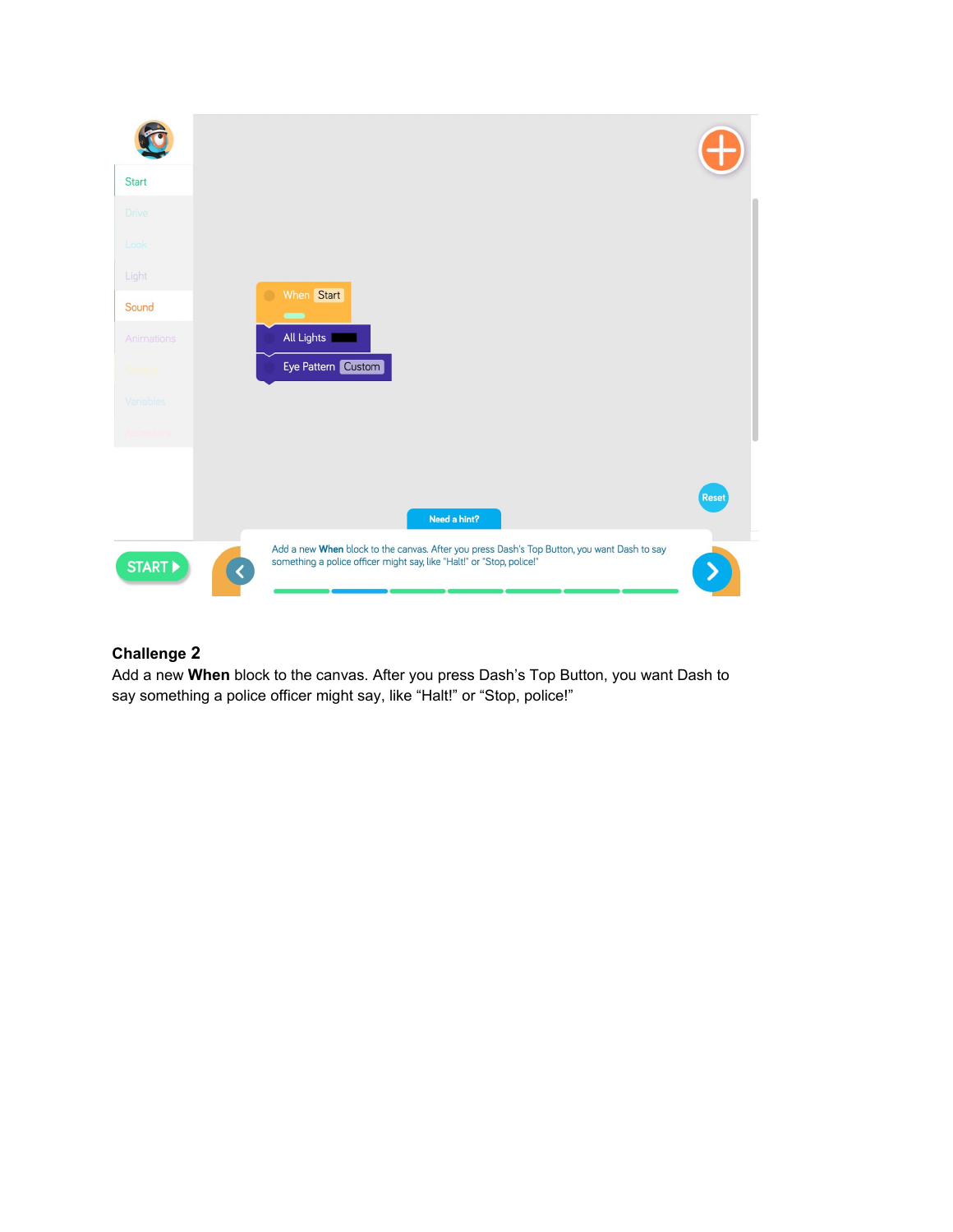## Challenge 2

Add a new **When** block to the canvas. After you press Dash's Top Button, you want Dash to say something a police officer might say, like "Halt!" or "Stop, police!"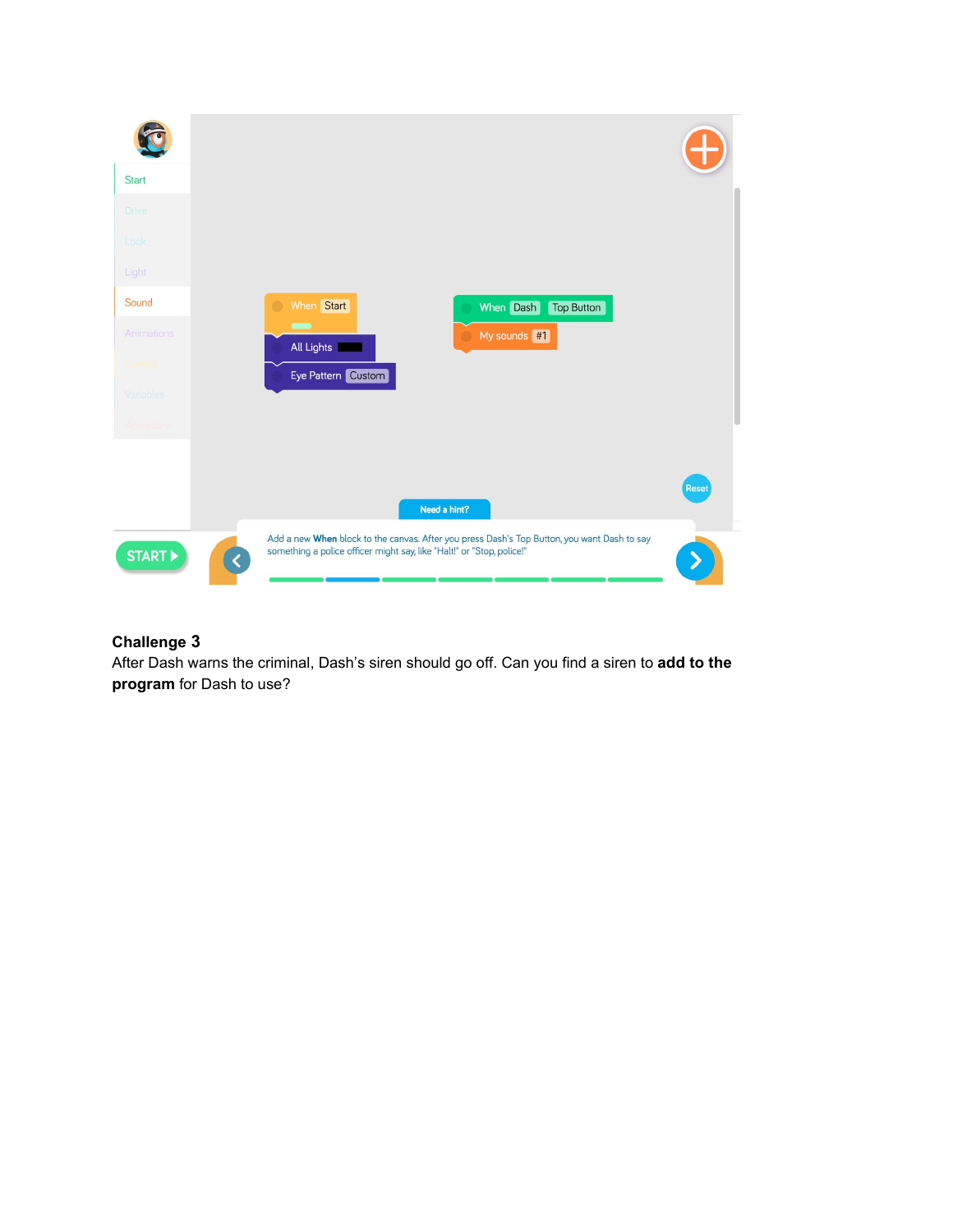## Challenge 3

After Dash warns the criminal, Dash’s siren should go off. Can you find a siren to **add to the program** for Dash to use?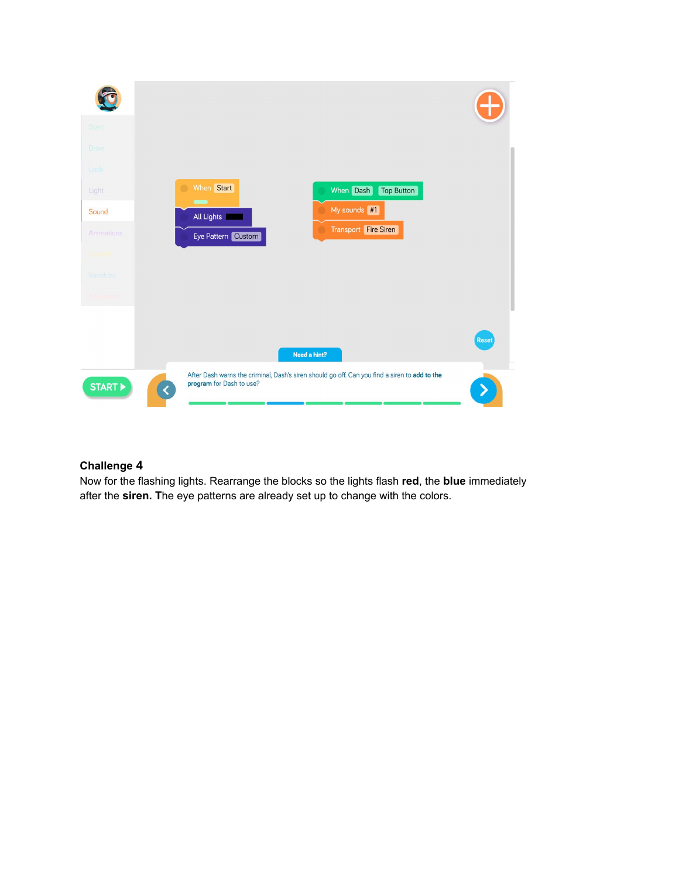Start
Drive
Look
Light
Sound
Animations
Variables

When Start

All Lights

Eye Pattern Custom

When Dash Top Button

My sounds #1

Transport Fire Siren

Reset

Need a hint?

START

After Dash warns the criminal, Dash's siren should go off. Can you find a siren to **add to the program** for Dash to use?

**Challenge 4**

Now for the flashing lights. Rearrange the blocks so the lights flash **red**, the **blue** immediately after the **siren. T**he eye patterns are already set up to change with the colors.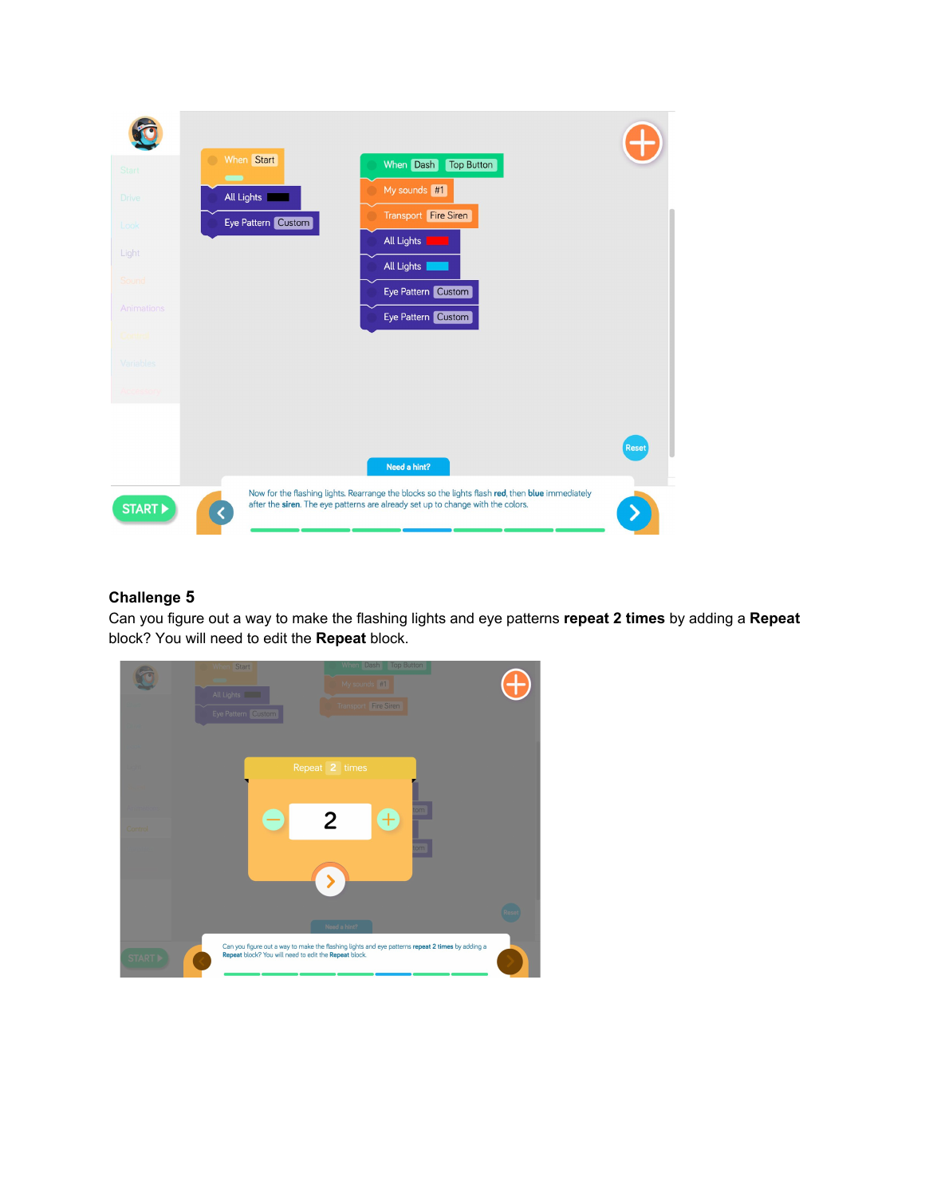## Challenge 5

Can you figure out a way to make the flashing lights and eye patterns **repeat 2 times** by adding a **Repeat** block? You will need to edit the **Repeat** block.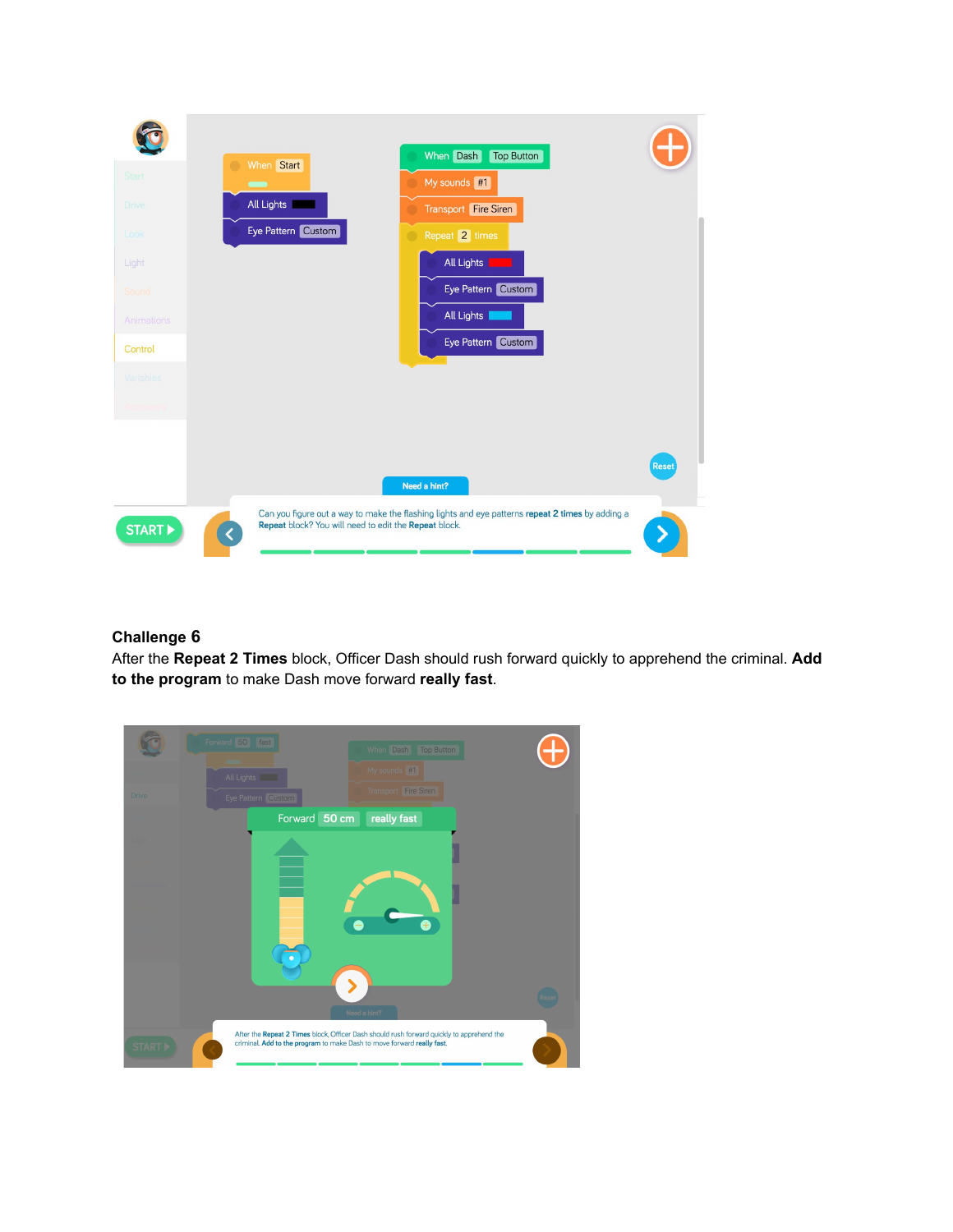## Challenge 6

After the **Repeat 2 Times** block, Officer Dash should rush forward quickly to apprehend the criminal. **Add to the program** to make Dash move forward **really fast**.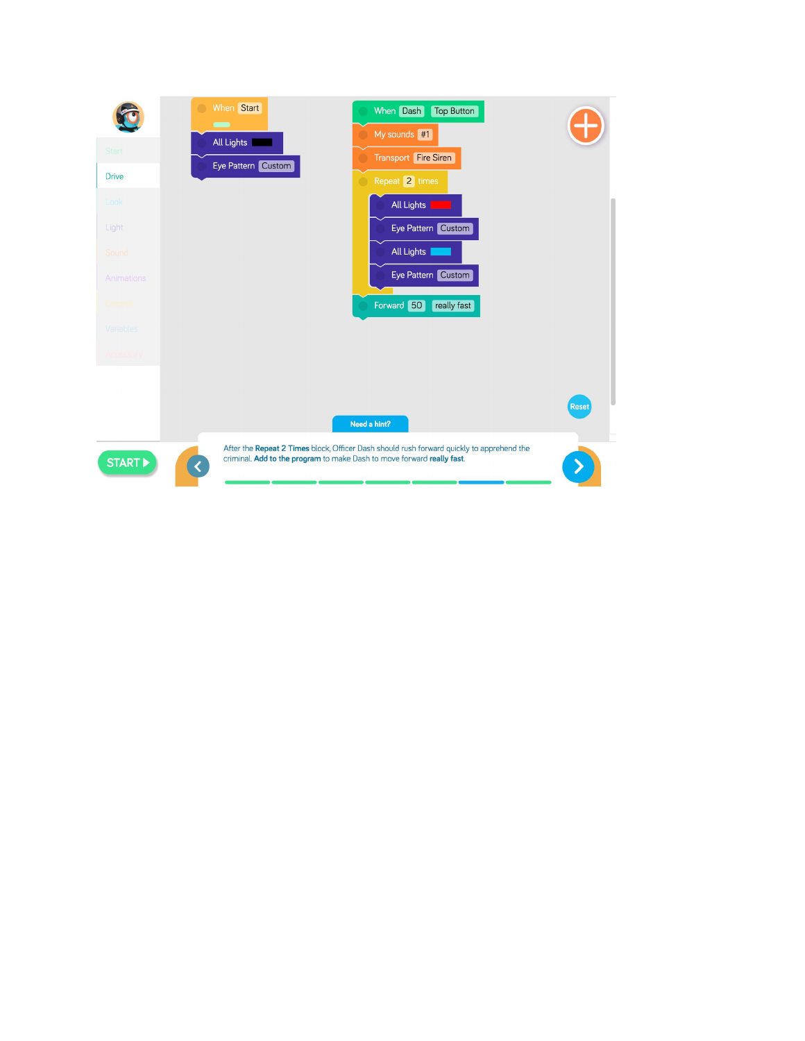Start

Drive

Look

Light

Sound

Animations

Variables

When Start

All Lights

Eye Pattern Custom

When Dash Top Button

My sounds #1

Transport Fire Siren

Repeat 2 times

All Lights

Eye Pattern Custom

All Lights

Eye Pattern Custom

Forward 50 really fast

Reset

Need a hint?

START

After the **Repeat 2 Times** block, Officer Dash should rush forward quickly to apprehend the criminal. **Add to the program** to make Dash to move forward **really fast**.